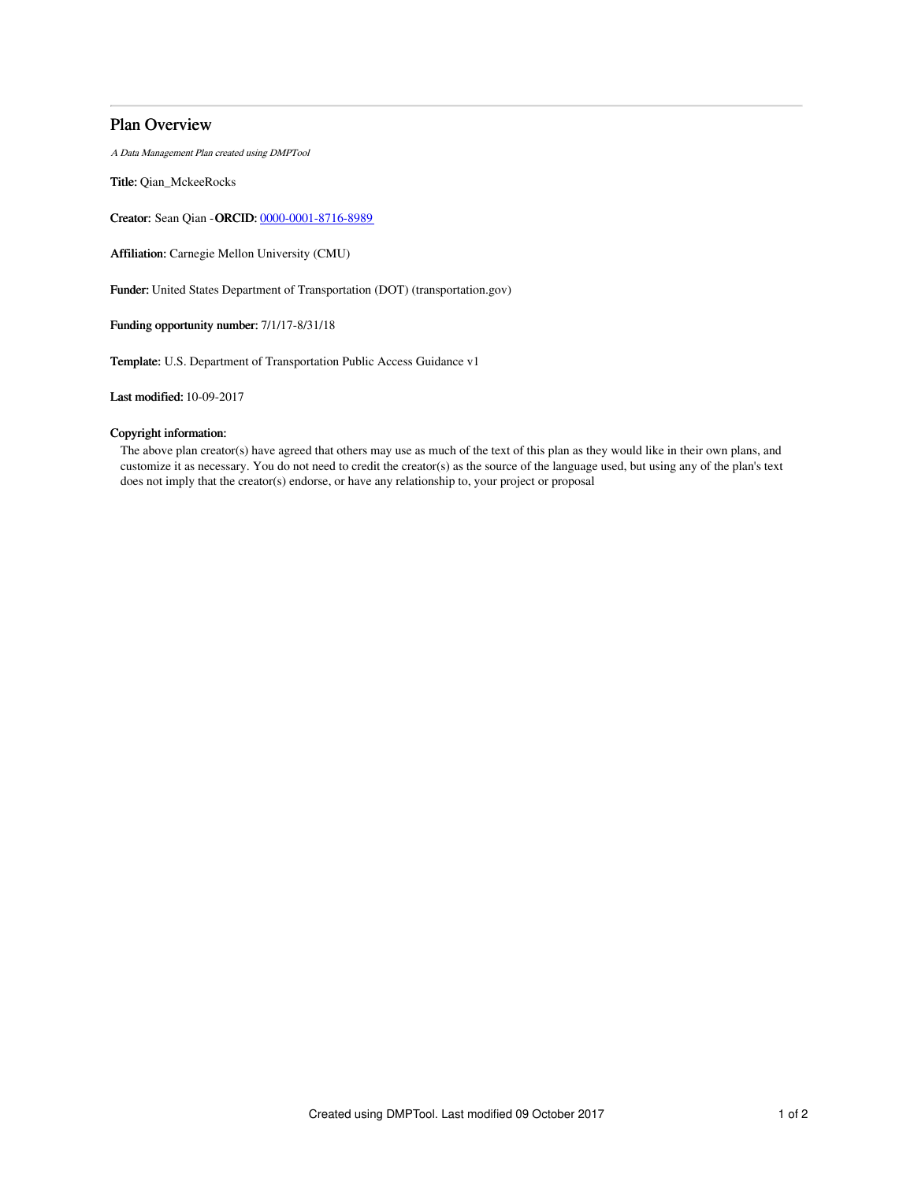# Plan Overview

*A Data Management Plan created using DMPTool*

**Title:** Qian_MckeeRocks

**Creator:** Sean Qian -**ORCID:** 0000-0001-8716-8989

**Affiliation:** Carnegie Mellon University (CMU)

**Funder:** United States Department of Transportation (DOT) (transportation.gov)

**Funding opportunity number:** 7/1/17-8/31/18

**Template:** U.S. Department of Transportation Public Access Guidance v1

**Last modified:** 10-09-2017

**Copyright information:**

The above plan creator(s) have agreed that others may use as much of the text of this plan as they would like in their own plans, and customize it as necessary. You do not need to credit the creator(s) as the source of the language used, but using any of the plan's text does not imply that the creator(s) endorse, or have any relationship to, your project or proposal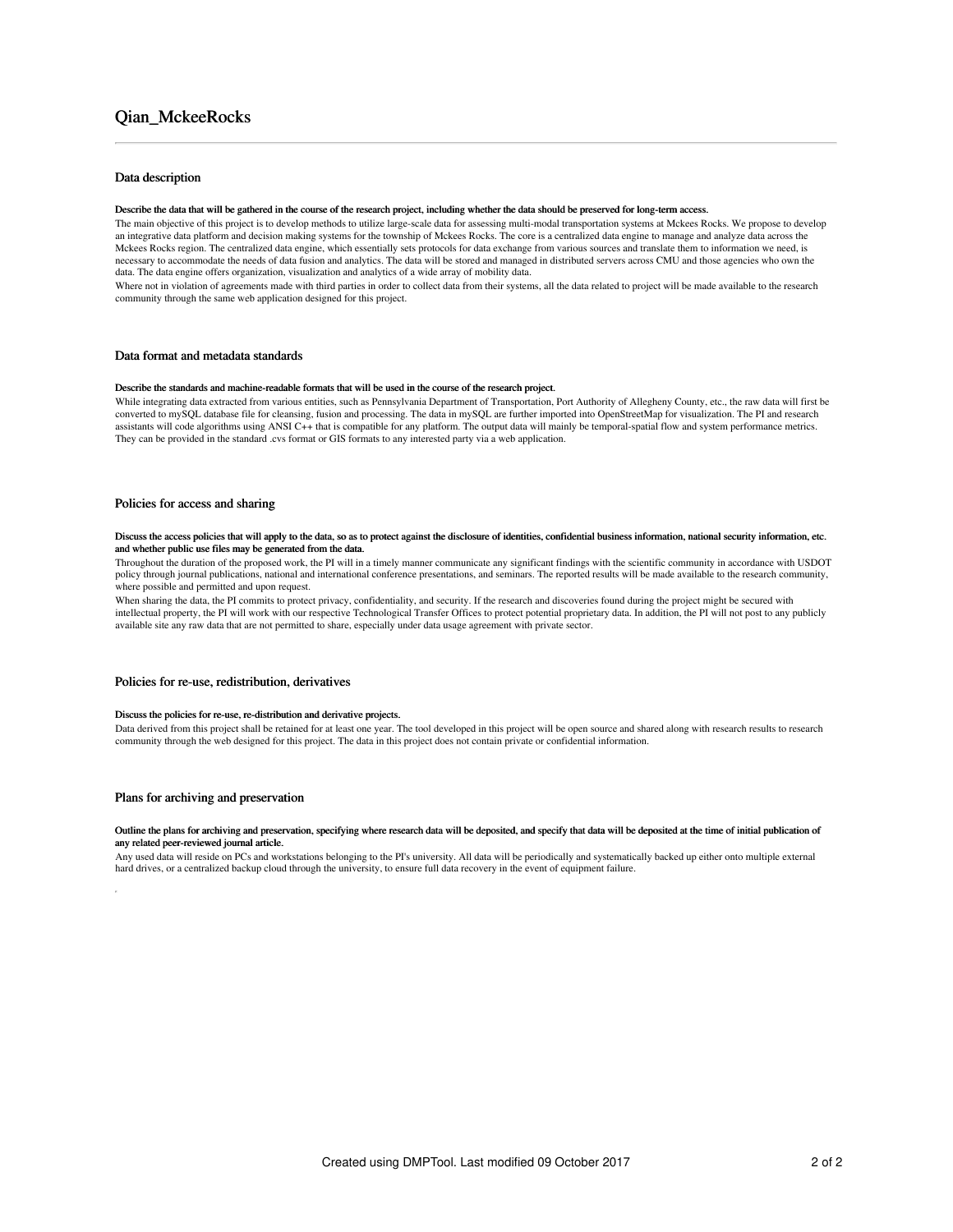# Qian_MckeeRocks

## Data description

**Describe the data that will be gathered in the course of the research project, including whether the data should be preserved for long-term access.**

The main objective of this project is to develop methods to utilize large-scale data for assessing multi-modal transportation systems at Mckees Rocks. We propose to develop an integrative data platform and decision making systems for the township of Mckees Rocks. The core is a centralized data engine to manage and analyze data across the Mckees Rocks region. The centralized data engine, which essentially sets protocols for data exchange from various sources and translate them to information we need, is necessary to accommodate the needs of data fusion and analytics. The data will be stored and managed in distributed servers across CMU and those agencies who own the data. The data engine offers organization, visualization and analytics of a wide array of mobility data.

Where not in violation of agreements made with third parties in order to collect data from their systems, all the data related to project will be made available to the research community through the same web application designed for this project.

## Data format and metadata standards

**Describe the standards and machine-readable formats that will be used in the course of the research project.**

While integrating data extracted from various entities, such as Pennsylvania Department of Transportation, Port Authority of Allegheny County, etc., the raw data will first be converted to mySQL database file for cleansing, fusion and processing. The data in mySQL are further imported into OpenStreetMap for visualization. The PI and research assistants will code algorithms using ANSI C++ that is compatible for any platform. The output data will mainly be temporal-spatial flow and system performance metrics. They can be provided in the standard .cvs format or GIS formats to any interested party via a web application.

## Policies for access and sharing

**Discuss the access policies that will apply to the data, so as to protect against the disclosure of identities, confidential business information, national security information, etc. and whether public use files may be generated from the data.**

Throughout the duration of the proposed work, the PI will in a timely manner communicate any significant findings with the scientific community in accordance with USDOT policy through journal publications, national and international conference presentations, and seminars. The reported results will be made available to the research community, where possible and permitted and upon request.

When sharing the data, the PI commits to protect privacy, confidentiality, and security. If the research and discoveries found during the project might be secured with intellectual property, the PI will work with our respective Technological Transfer Offices to protect potential proprietary data. In addition, the PI will not post to any publicly available site any raw data that are not permitted to share, especially under data usage agreement with private sector.

## Policies for re-use, redistribution, derivatives

**Discuss the policies for re-use, re-distribution and derivative projects.**

Data derived from this project shall be retained for at least one year. The tool developed in this project will be open source and shared along with research results to research community through the web designed for this project. The data in this project does not contain private or confidential information.

## Plans for archiving and preservation

**Outline the plans for archiving and preservation, specifying where research data will be deposited, and specify that data will be deposited at the time of initial publication of any related peer-reviewed journal article.**

Any used data will reside on PCs and workstations belonging to the PI's university. All data will be periodically and systematically backed up either onto multiple external hard drives, or a centralized backup cloud through the university, to ensure full data recovery in the event of equipment failure.